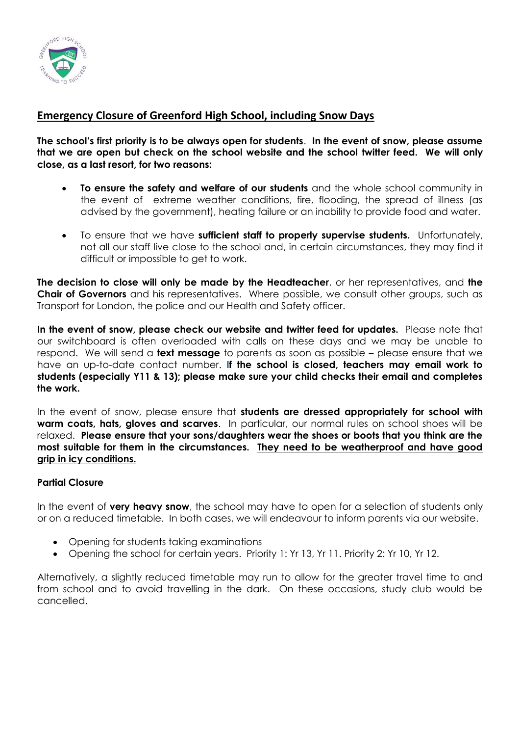## Emergency Closure of Greenford High School, including Snow Days

**The school's first priority is to be always open for students**. **In the event of snow, please assume that we are open but check on the school website and the school twitter feed. We will only close, as a last resort, for two reasons:**

- **To ensure the safety and welfare of our students** and the whole school community in the event of extreme weather conditions, fire, flooding, the spread of illness (as advised by the government), heating failure or an inability to provide food and water.
- To ensure that we have **sufficient staff to properly supervise students.** Unfortunately, not all our staff live close to the school and, in certain circumstances, they may find it difficult or impossible to get to work.

**The decision to close will only be made by the Headteacher**, or her representatives, and **the Chair of Governors** and his representatives. Where possible, we consult other groups, such as Transport for London, the police and our Health and Safety officer.

**In the event of snow, please check our website and twitter feed for updates.** Please note that our switchboard is often overloaded with calls on these days and we may be unable to respond. We will send a **text message** to parents as soon as possible – please ensure that we have an up-to-date contact number. **If the school is closed, teachers may email work to students (especially Y11 & 13); please make sure your child checks their email and completes the work.**

In the event of snow, please ensure that **students are dressed appropriately for school with warm coats, hats, gloves and scarves**. In particular, our normal rules on school shoes will be relaxed. **Please ensure that your sons/daughters wear the shoes or boots that you think are the most suitable for them in the circumstances. <u>They need to be weatherproof and have good grip in icy conditions.</u>**

### Partial Closure

In the event of **very heavy snow**, the school may have to open for a selection of students only or on a reduced timetable. In both cases, we will endeavour to inform parents via our website.

- Opening for students taking examinations
- Opening the school for certain years. Priority 1: Yr 13, Yr 11. Priority 2: Yr 10, Yr 12.

Alternatively, a slightly reduced timetable may run to allow for the greater travel time to and from school and to avoid travelling in the dark. On these occasions, study club would be cancelled.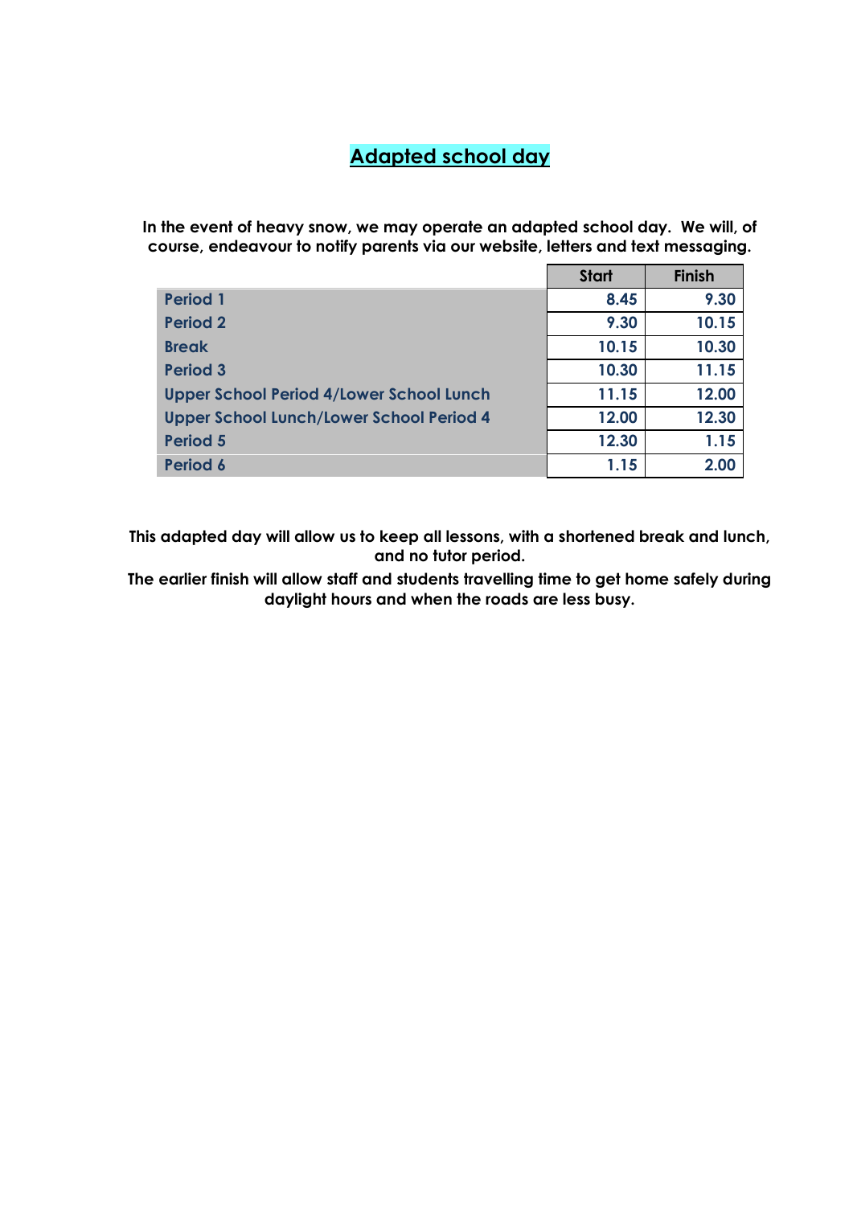# Adapted school day

**In the event of heavy snow, we may operate an adapted school day. We will, of course, endeavour to notify parents via our website, letters and text messaging.**

| | Start | Finish |
|---|---|---|
| Period 1 | 8.45 | 9.30 |
| Period 2 | 9.30 | 10.15 |
| Break | 10.15 | 10.30 |
| Period 3 | 10.30 | 11.15 |
| Upper School Period 4/Lower School Lunch | 11.15 | 12.00 |
| Upper School Lunch/Lower School Period 4 | 12.00 | 12.30 |
| Period 5 | 12.30 | 1.15 |
| Period 6 | 1.15 | 2.00 |

**This adapted day will allow us to keep all lessons, with a shortened break and lunch, and no tutor period.**

**The earlier finish will allow staff and students travelling time to get home safely during daylight hours and when the roads are less busy.**